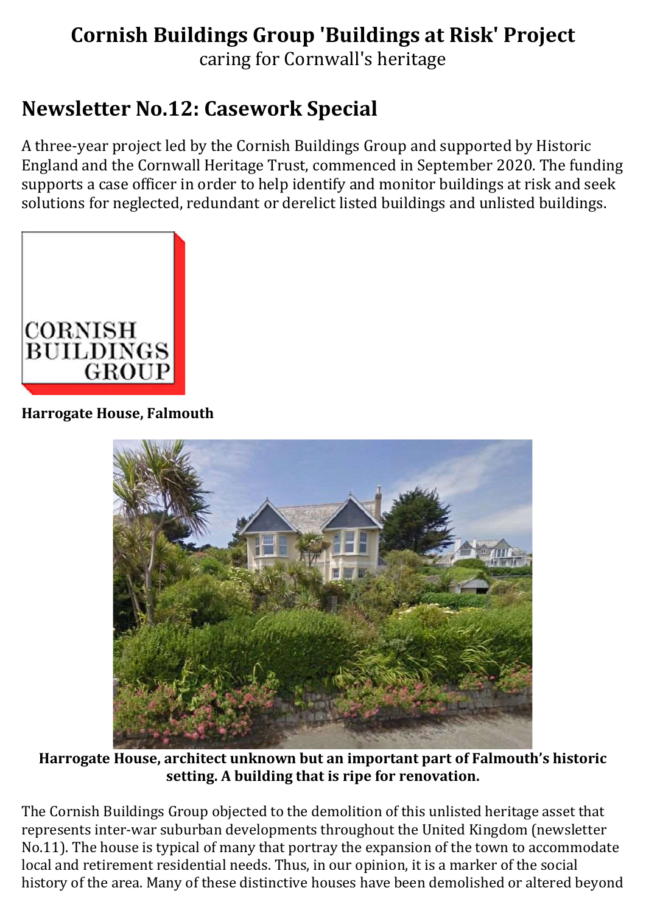# Cornish Buildings Group 'Buildings at Risk' Project

caring for Cornwall's heritage

## Newsletter No.12: Casework Special

A three-year project led by the Cornish Buildings Group and supported by Historic England and the Cornwall Heritage Trust, commenced in September 2020. The funding supports a case officer in order to help identify and monitor buildings at risk and seek solutions for neglected, redundant or derelict listed buildings and unlisted buildings.

**Harrogate House, Falmouth**

**Harrogate House, architect unknown but an important part of Falmouth's historic setting. A building that is ripe for renovation.**

The Cornish Buildings Group objected to the demolition of this unlisted heritage asset that represents inter-war suburban developments throughout the United Kingdom (newsletter No.11). The house is typical of many that portray the expansion of the town to accommodate local and retirement residential needs. Thus, in our opinion, it is a marker of the social history of the area. Many of these distinctive houses have been demolished or altered beyond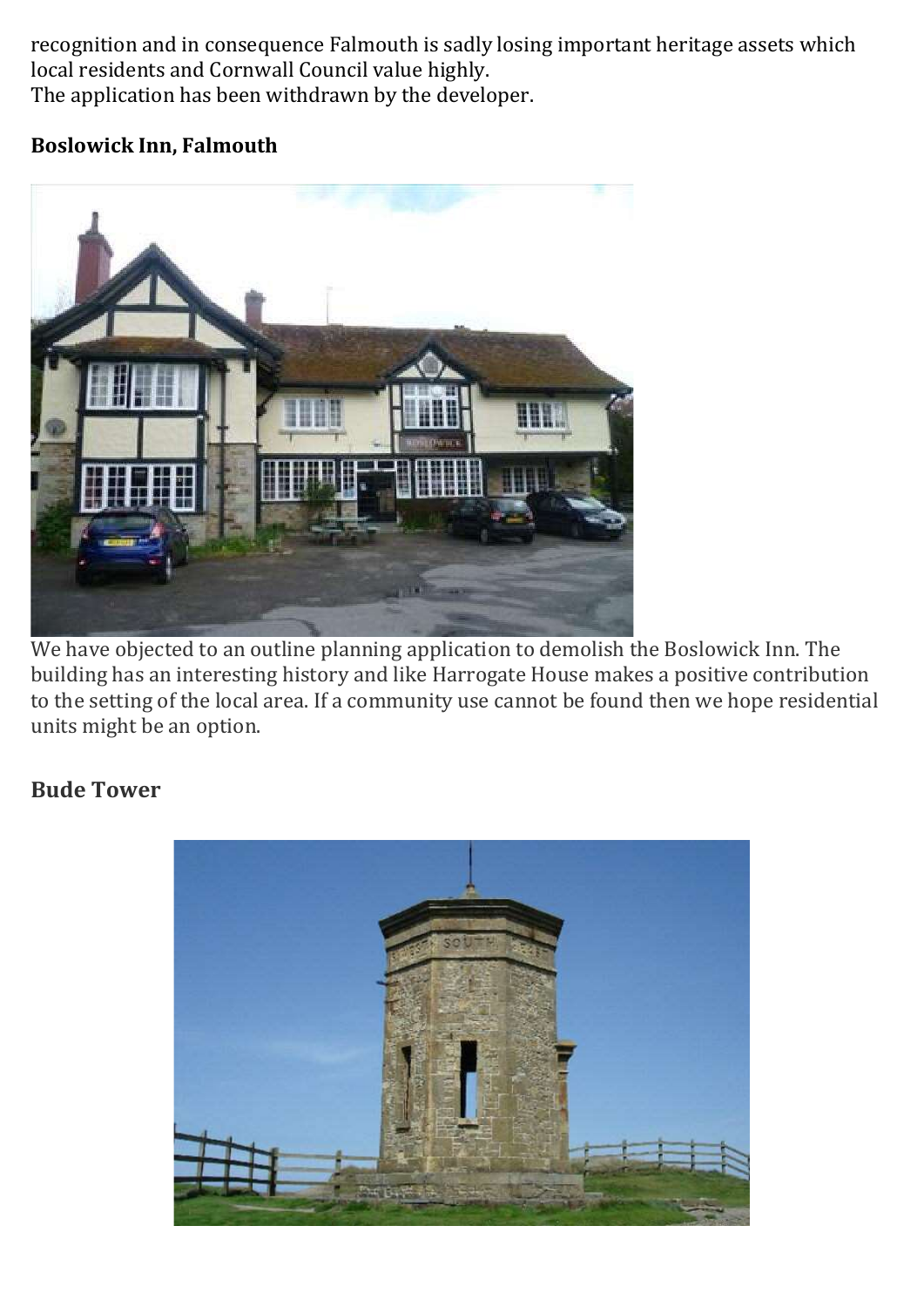recognition and in consequence Falmouth is sadly losing important heritage assets which local residents and Cornwall Council value highly.
The application has been withdrawn by the developer.

**Boslowick Inn, Falmouth**

We have objected to an outline planning application to demolish the Boslowick Inn. The building has an interesting history and like Harrogate House makes a positive contribution to the setting of the local area. If a community use cannot be found then we hope residential units might be an option.

## Bude Tower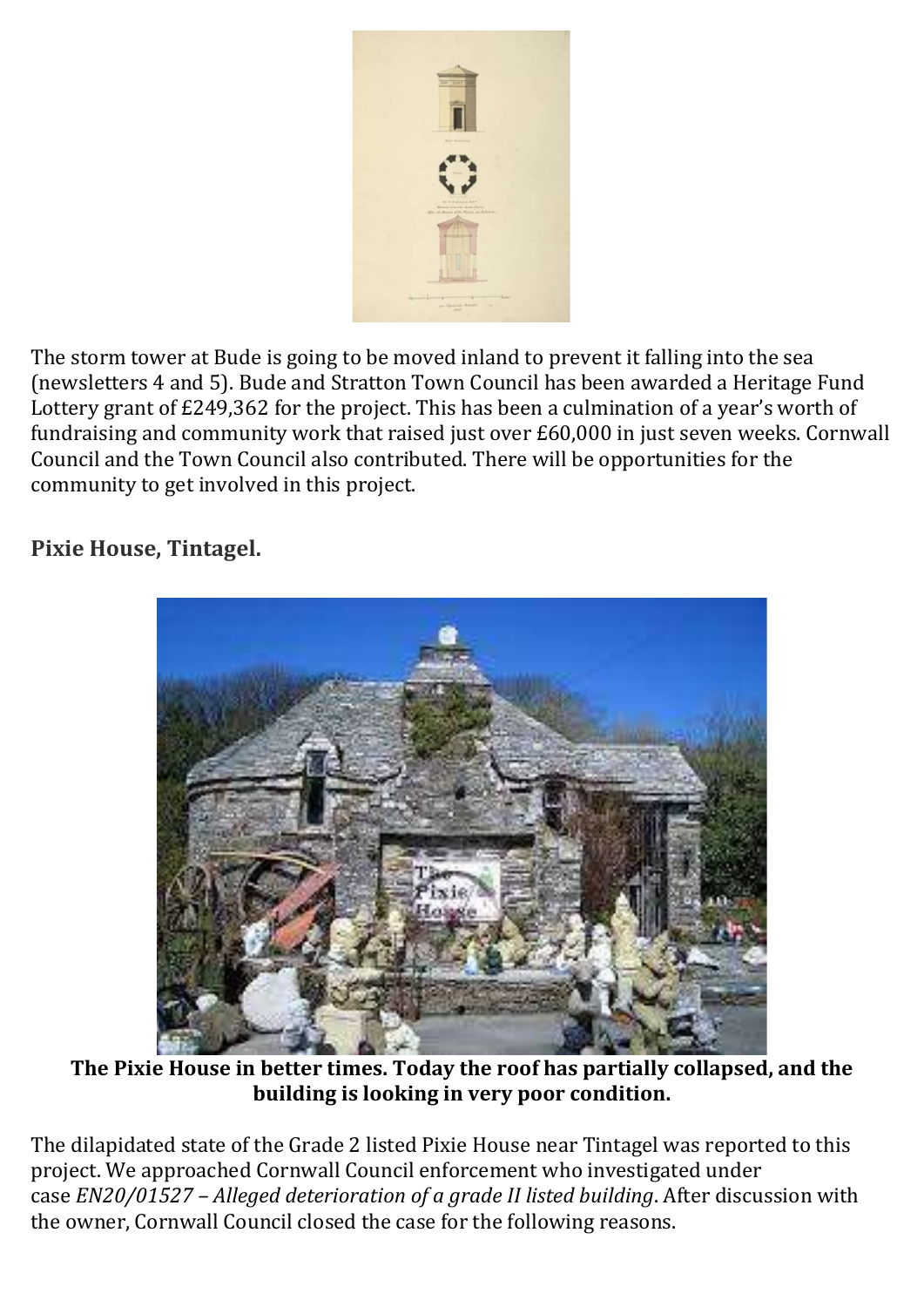The storm tower at Bude is going to be moved inland to prevent it falling into the sea (newsletters 4 and 5). Bude and Stratton Town Council has been awarded a Heritage Fund Lottery grant of £249,362 for the project. This has been a culmination of a year's worth of fundraising and community work that raised just over £60,000 in just seven weeks. Cornwall Council and the Town Council also contributed. There will be opportunities for the community to get involved in this project.

## Pixie House, Tintagel.

**The Pixie House in better times. Today the roof has partially collapsed, and the building is looking in very poor condition.**

The dilapidated state of the Grade 2 listed Pixie House near Tintagel was reported to this project. We approached Cornwall Council enforcement who investigated under case *EN20/01527 – Alleged deterioration of a grade II listed building*. After discussion with the owner, Cornwall Council closed the case for the following reasons.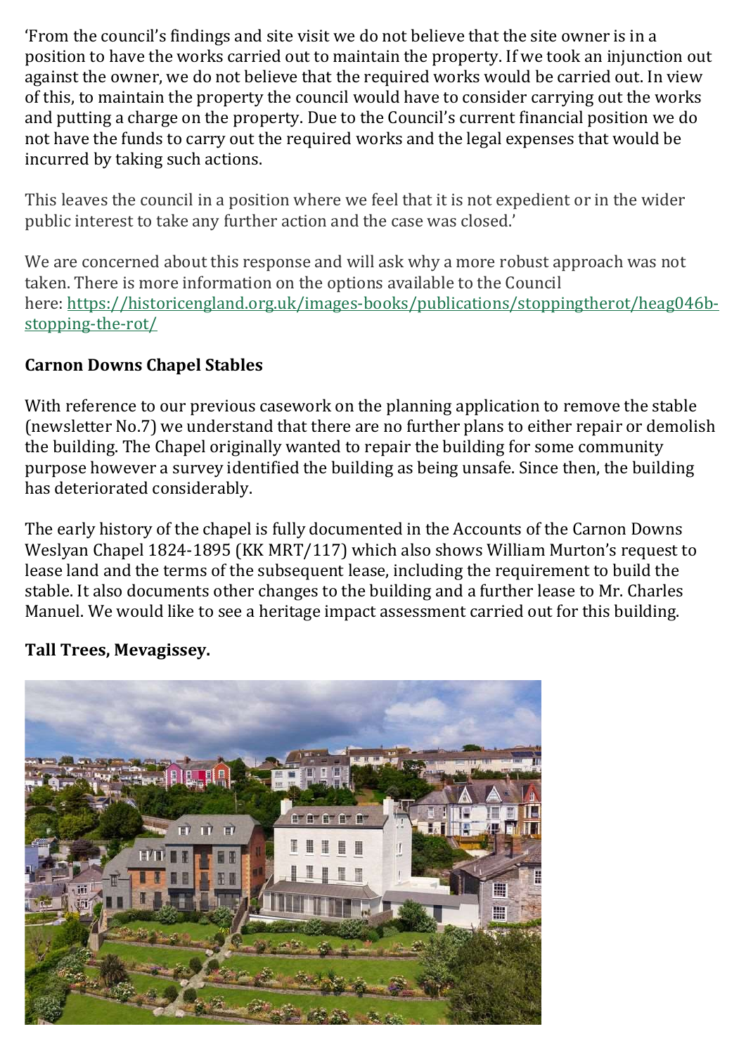'From the council's findings and site visit we do not believe that the site owner is in a position to have the works carried out to maintain the property. If we took an injunction out against the owner, we do not believe that the required works would be carried out. In view of this, to maintain the property the council would have to consider carrying out the works and putting a charge on the property. Due to the Council's current financial position we do not have the funds to carry out the required works and the legal expenses that would be incurred by taking such actions.

This leaves the council in a position where we feel that it is not expedient or in the wider public interest to take any further action and the case was closed.'

We are concerned about this response and will ask why a more robust approach was not taken. There is more information on the options available to the Council here: https://historicengland.org.uk/images-books/publications/stoppingtherot/heag046b-stopping-the-rot/

**Carnon Downs Chapel Stables**

With reference to our previous casework on the planning application to remove the stable (newsletter No.7) we understand that there are no further plans to either repair or demolish the building. The Chapel originally wanted to repair the building for some community purpose however a survey identified the building as being unsafe. Since then, the building has deteriorated considerably.

The early history of the chapel is fully documented in the Accounts of the Carnon Downs Weslyan Chapel 1824-1895 (KK MRT/117) which also shows William Murton's request to lease land and the terms of the subsequent lease, including the requirement to build the stable. It also documents other changes to the building and a further lease to Mr. Charles Manuel. We would like to see a heritage impact assessment carried out for this building.

**Tall Trees, Mevagissey.**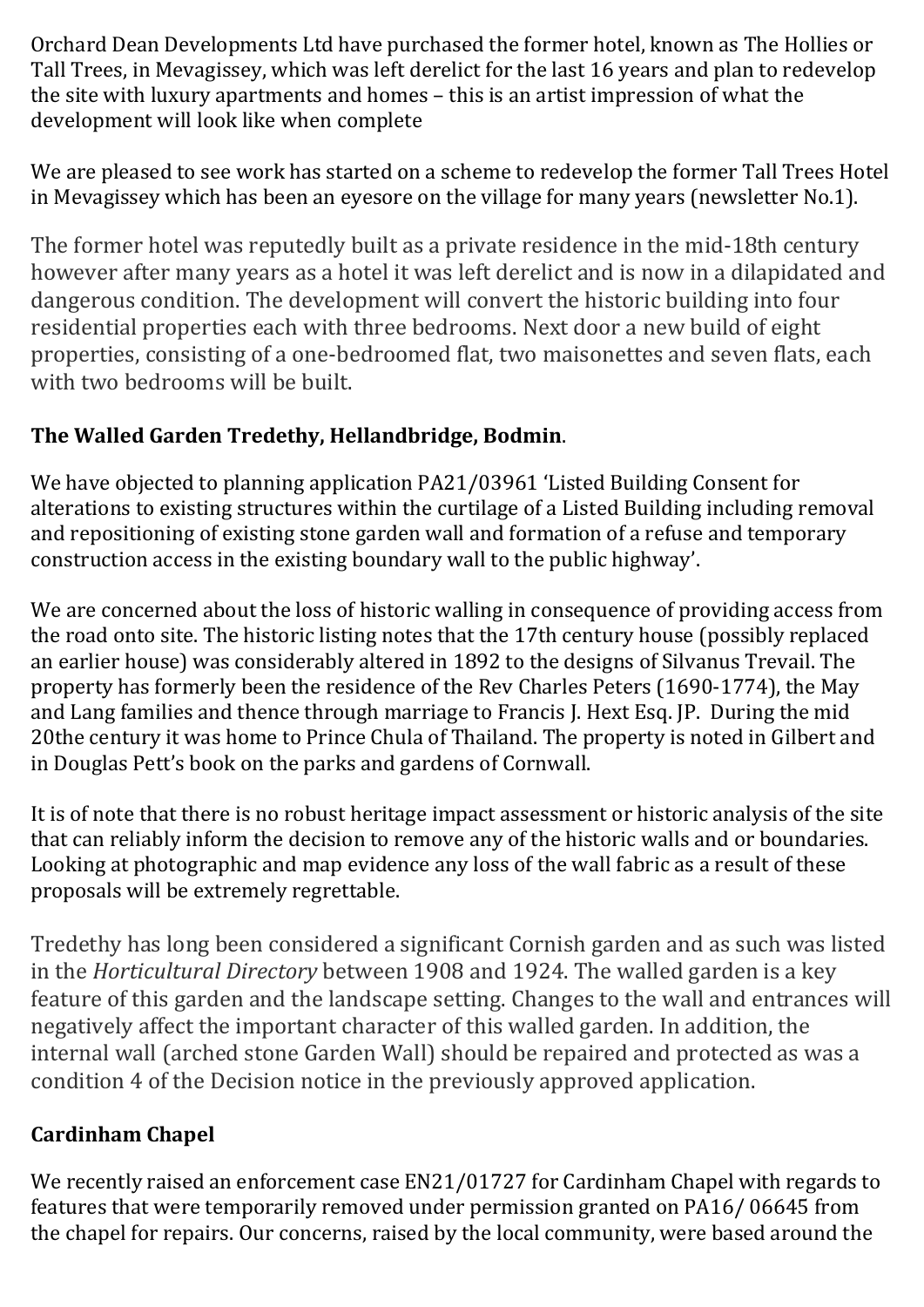Orchard Dean Developments Ltd have purchased the former hotel, known as The Hollies or Tall Trees, in Mevagissey, which was left derelict for the last 16 years and plan to redevelop the site with luxury apartments and homes – this is an artist impression of what the development will look like when complete

We are pleased to see work has started on a scheme to redevelop the former Tall Trees Hotel in Mevagissey which has been an eyesore on the village for many years (newsletter No.1).

The former hotel was reputedly built as a private residence in the mid-18th century however after many years as a hotel it was left derelict and is now in a dilapidated and dangerous condition. The development will convert the historic building into four residential properties each with three bedrooms. Next door a new build of eight properties, consisting of a one-bedroomed flat, two maisonettes and seven flats, each with two bedrooms will be built.

**The Walled Garden Tredethy, Hellandbridge, Bodmin**.

We have objected to planning application PA21/03961 'Listed Building Consent for alterations to existing structures within the curtilage of a Listed Building including removal and repositioning of existing stone garden wall and formation of a refuse and temporary construction access in the existing boundary wall to the public highway'.

We are concerned about the loss of historic walling in consequence of providing access from the road onto site. The historic listing notes that the 17th century house (possibly replaced an earlier house) was considerably altered in 1892 to the designs of Silvanus Trevail. The property has formerly been the residence of the Rev Charles Peters (1690-1774), the May and Lang families and thence through marriage to Francis J. Hext Esq. JP. During the mid 20the century it was home to Prince Chula of Thailand. The property is noted in Gilbert and in Douglas Pett's book on the parks and gardens of Cornwall.

It is of note that there is no robust heritage impact assessment or historic analysis of the site that can reliably inform the decision to remove any of the historic walls and or boundaries. Looking at photographic and map evidence any loss of the wall fabric as a result of these proposals will be extremely regrettable.

Tredethy has long been considered a significant Cornish garden and as such was listed in the *Horticultural Directory* between 1908 and 1924. The walled garden is a key feature of this garden and the landscape setting. Changes to the wall and entrances will negatively affect the important character of this walled garden. In addition, the internal wall (arched stone Garden Wall) should be repaired and protected as was a condition 4 of the Decision notice in the previously approved application.

**Cardinham Chapel**

We recently raised an enforcement case EN21/01727 for Cardinham Chapel with regards to features that were temporarily removed under permission granted on PA16/ 06645 from the chapel for repairs. Our concerns, raised by the local community, were based around the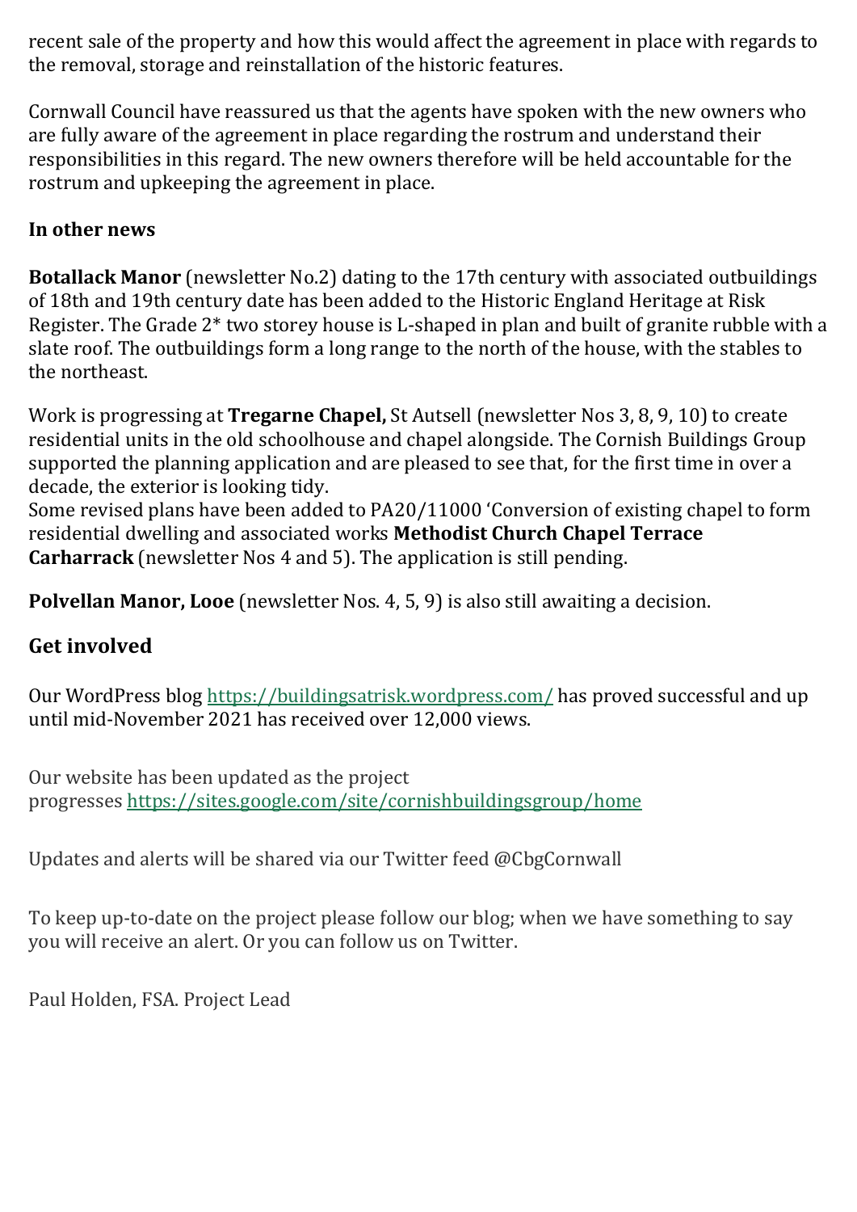recent sale of the property and how this would affect the agreement in place with regards to the removal, storage and reinstallation of the historic features.

Cornwall Council have reassured us that the agents have spoken with the new owners who are fully aware of the agreement in place regarding the rostrum and understand their responsibilities in this regard. The new owners therefore will be held accountable for the rostrum and upkeeping the agreement in place.

**In other news**

**Botallack Manor** (newsletter No.2) dating to the 17th century with associated outbuildings of 18th and 19th century date has been added to the Historic England Heritage at Risk Register. The Grade 2* two storey house is L-shaped in plan and built of granite rubble with a slate roof. The outbuildings form a long range to the north of the house, with the stables to the northeast.

Work is progressing at **Tregarne Chapel,** St Autsell (newsletter Nos 3, 8, 9, 10) to create residential units in the old schoolhouse and chapel alongside. The Cornish Buildings Group supported the planning application and are pleased to see that, for the first time in over a decade, the exterior is looking tidy.
Some revised plans have been added to PA20/11000 'Conversion of existing chapel to form residential dwelling and associated works **Methodist Church Chapel Terrace Carharrack** (newsletter Nos 4 and 5). The application is still pending.

**Polvellan Manor, Looe** (newsletter Nos. 4, 5, 9) is also still awaiting a decision.

## Get involved

Our WordPress blog [https://buildingsatrisk.wordpress.com/](https://buildingsatrisk.wordpress.com/) has proved successful and up until mid-November 2021 has received over 12,000 views.

Our website has been updated as the project progresses [https://sites.google.com/site/cornishbuildingsgroup/home](https://sites.google.com/site/cornishbuildingsgroup/home)

Updates and alerts will be shared via our Twitter feed @CbgCornwall

To keep up-to-date on the project please follow our blog; when we have something to say you will receive an alert. Or you can follow us on Twitter.

Paul Holden, FSA. Project Lead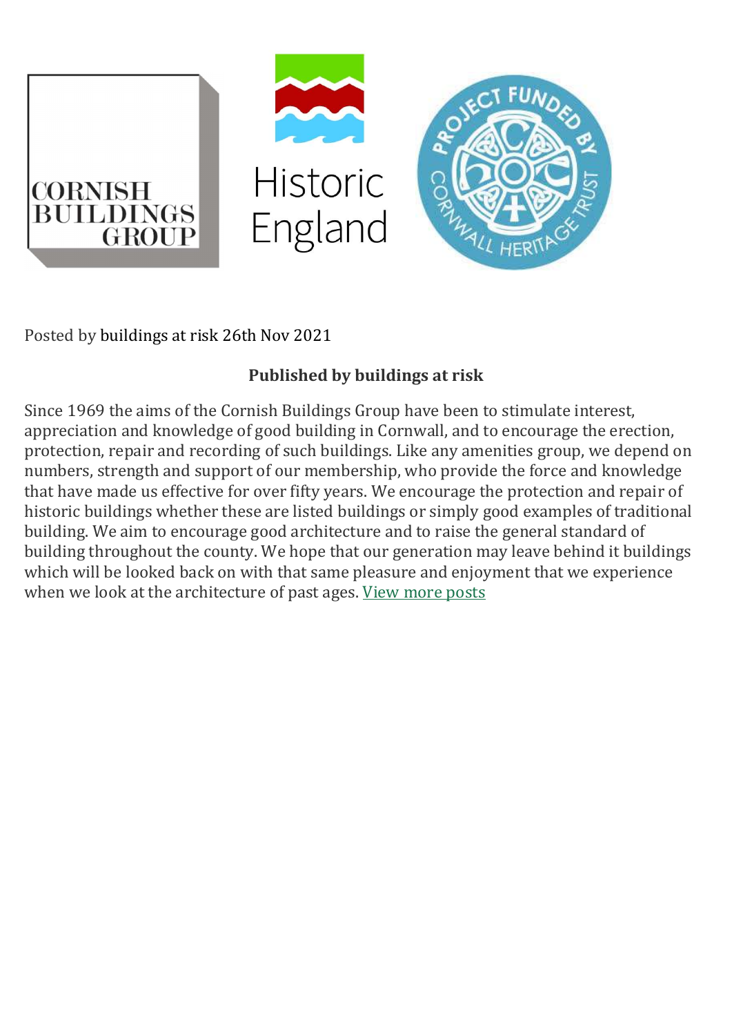Posted by buildings at risk 26th Nov 2021

**Published by buildings at risk**

Since 1969 the aims of the Cornish Buildings Group have been to stimulate interest, appreciation and knowledge of good building in Cornwall, and to encourage the erection, protection, repair and recording of such buildings. Like any amenities group, we depend on numbers, strength and support of our membership, who provide the force and knowledge that have made us effective for over fifty years. We encourage the protection and repair of historic buildings whether these are listed buildings or simply good examples of traditional building. We aim to encourage good architecture and to raise the general standard of building throughout the county. We hope that our generation may leave behind it buildings which will be looked back on with that same pleasure and enjoyment that we experience when we look at the architecture of past ages. View more posts